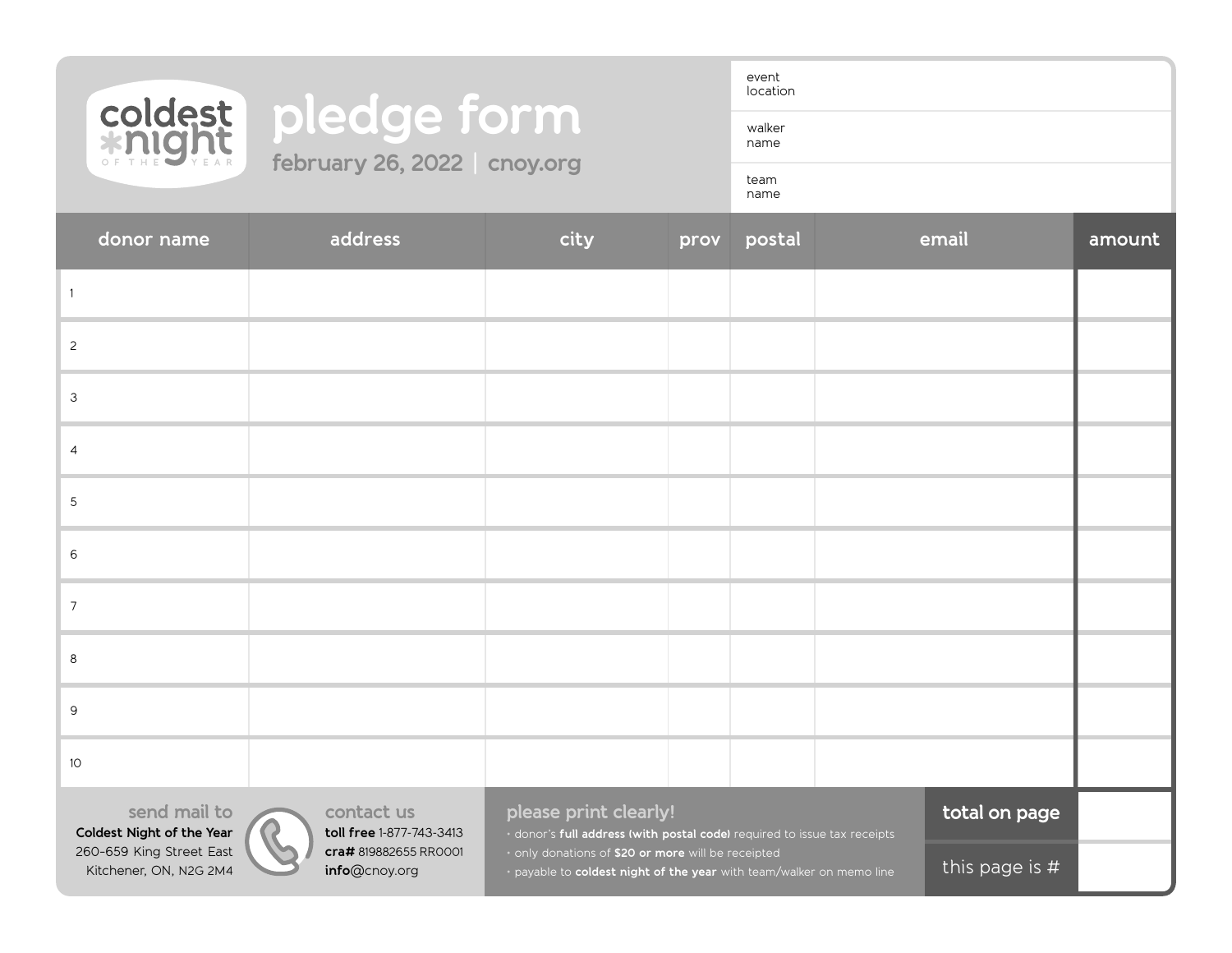coldest night of the year

# pledge form

february 26, 2022 | cnoy.org

| | |
|---|---|
| event location | |
| walker name | |
| team name | |

| donor name | address | city | prov | postal | email | amount |
|---|---|---|---|---|---|---|
| 1 | | | | | | |
| 2 | | | | | | |
| 3 | | | | | | |
| 4 | | | | | | |
| 5 | | | | | | |
| 6 | | | | | | |
| 7 | | | | | | |
| 8 | | | | | | |
| 9 | | | | | | |
| 10 | | | | | | |

| | |
|---|---|
| total on page | |
| this page is # | |

**send mail to**
**Coldest Night of the Year**
260-659 King Street East
Kitchener, ON, N2G 2M4

**contact us**
**toll free** 1-877-743-3413
**cra#** 819882655 RR0001
**info**@cnoy.org

**please print clearly!**
- donor's **full address (with postal code)** required to issue tax receipts
- only donations of **$20 or more** will be receipted
- payable to **coldest night of the year** with team/walker on memo line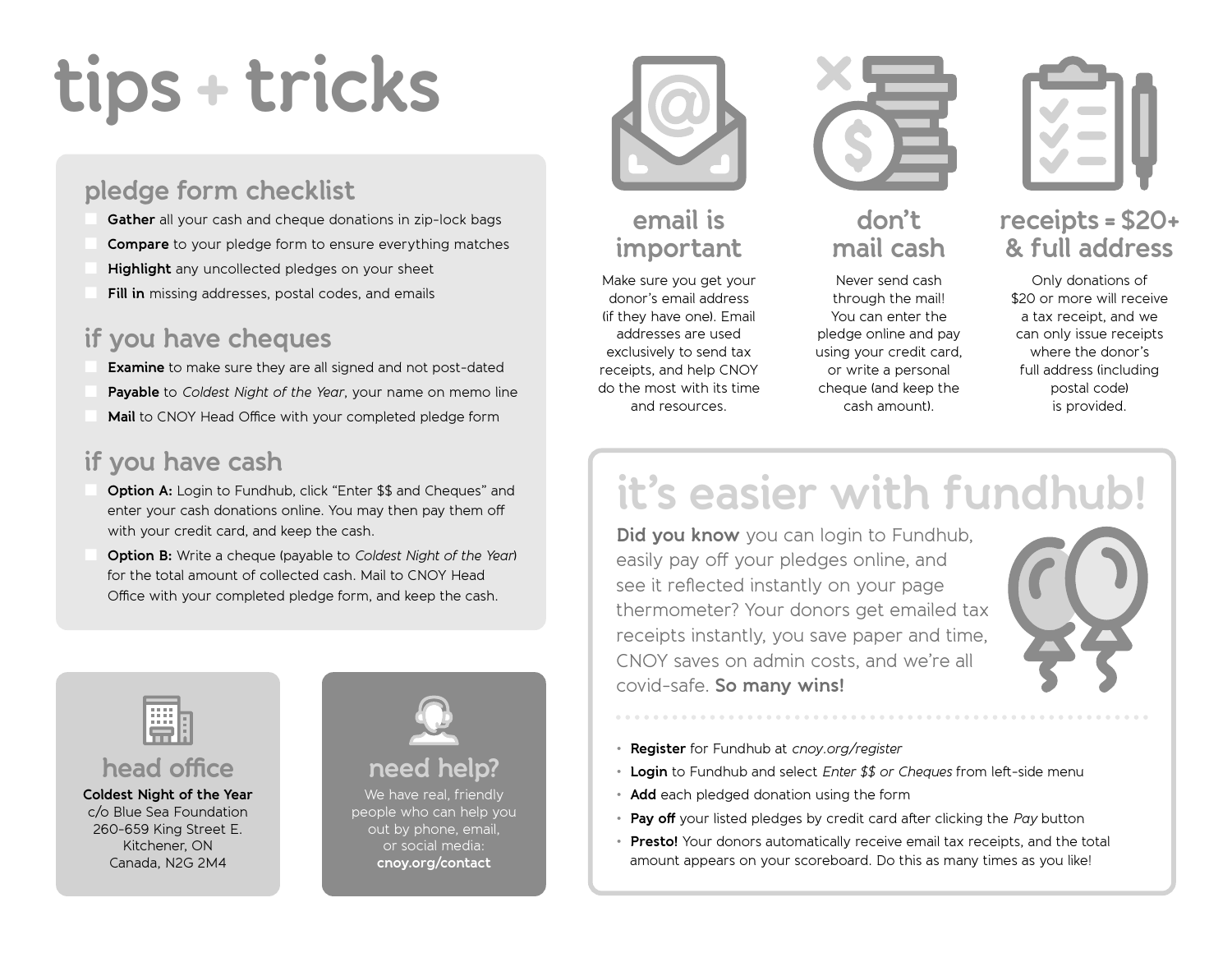# tips + tricks

## pledge form checklist

- **Gather** all your cash and cheque donations in zip-lock bags
- **Compare** to your pledge form to ensure everything matches
- **Highlight** any uncollected pledges on your sheet
- **Fill in** missing addresses, postal codes, and emails

## if you have cheques

- **Examine** to make sure they are all signed and not post-dated
- **Payable** to *Coldest Night of the Year*, your name on memo line
- **Mail** to CNOY Head Office with your completed pledge form

## if you have cash

- **Option A:** Login to Fundhub, click "Enter $$ and Cheques" and enter your cash donations online. You may then pay them off with your credit card, and keep the cash.
- **Option B:** Write a cheque (payable to *Coldest Night of the Year*) for the total amount of collected cash. Mail to CNOY Head Office with your completed pledge form, and keep the cash.

## head office

**Coldest Night of the Year**
c/o Blue Sea Foundation
260-659 King Street E.
Kitchener, ON
Canada, N2G 2M4

## need help?

We have real, friendly people who can help you out by phone, email, or social media:
**cnoy.org/contact**

## email is important

Make sure you get your donor's email address (if they have one). Email addresses are used exclusively to send tax receipts, and help CNOY do the most with its time and resources.

## don't mail cash

Never send cash through the mail! You can enter the pledge online and pay using your credit card, or write a personal cheque (and keep the cash amount).

## receipts = $20+ & full address

Only donations of $20 or more will receive a tax receipt, and we can only issue receipts where the donor's full address (including postal code) is provided.

## it's easier with fundhub!

**Did you know** you can login to Fundhub, easily pay off your pledges online, and see it reflected instantly on your page thermometer? Your donors get emailed tax receipts instantly, you save paper and time, CNOY saves on admin costs, and we're all covid-safe. **So many wins!**

- **Register** for Fundhub at *cnoy.org/register*
- **Login** to Fundhub and select *Enter $$ or Cheques* from left-side menu
- **Add** each pledged donation using the form
- **Pay off** your listed pledges by credit card after clicking the *Pay* button
- **Presto!** Your donors automatically receive email tax receipts, and the total amount appears on your scoreboard. Do this as many times as you like!